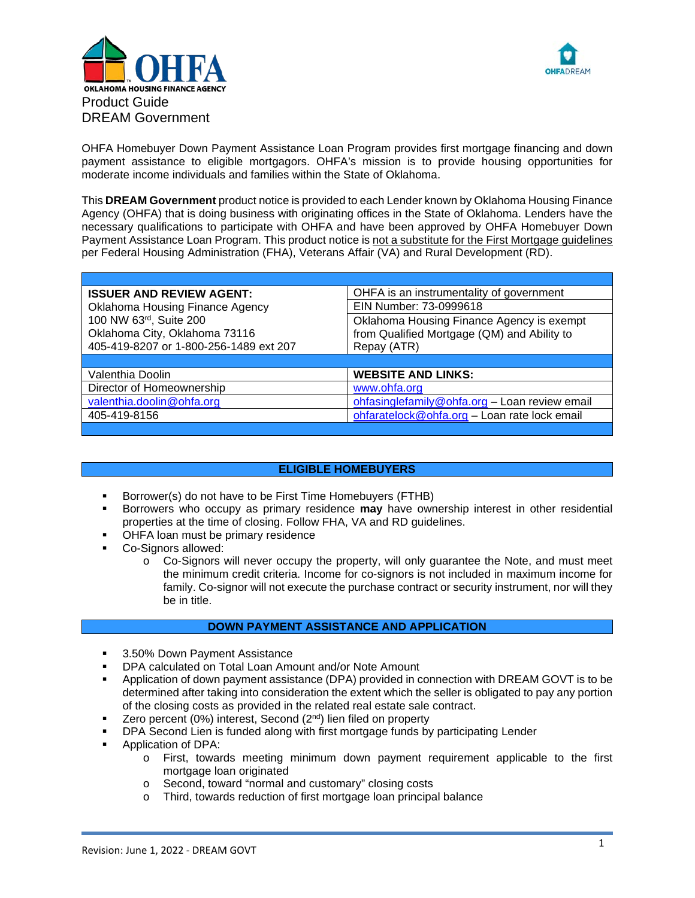OKLAHOMA HOUSING FINANCE AGENCY

OHFADREAM

# Product Guide
# DREAM Government

OHFA Homebuyer Down Payment Assistance Loan Program provides first mortgage financing and down payment assistance to eligible mortgagors. OHFA's mission is to provide housing opportunities for moderate income individuals and families within the State of Oklahoma.

This **DREAM Government** product notice is provided to each Lender known by Oklahoma Housing Finance Agency (OHFA) that is doing business with originating offices in the State of Oklahoma. Lenders have the necessary qualifications to participate with OHFA and have been approved by OHFA Homebuyer Down Payment Assistance Loan Program. This product notice is not a substitute for the First Mortgage guidelines per Federal Housing Administration (FHA), Veterans Affair (VA) and Rural Development (RD).

| | |
|---|---|
| **ISSUER AND REVIEW AGENT:**<br>Oklahoma Housing Finance Agency<br>100 NW 63rd, Suite 200<br>Oklahoma City, Oklahoma 73116<br>405-419-8207 or 1-800-256-1489 ext 207 | OHFA is an instrumentality of government<br>EIN Number: 73-0999618<br>Oklahoma Housing Finance Agency is exempt from Qualified Mortgage (QM) and Ability to Repay (ATR) |
| Valenthia Doolin | **WEBSITE AND LINKS:** |
| Director of Homeownership | www.ohfa.org |
| valenthia.doolin@ohfa.org | ohfasinglefamily@ohfa.org – Loan review email |
| 405-419-8156 | ohfaratelock@ohfa.org – Loan rate lock email |

## ELIGIBLE HOMEBUYERS

- Borrower(s) do not have to be First Time Homebuyers (FTHB)
- Borrowers who occupy as primary residence **may** have ownership interest in other residential properties at the time of closing. Follow FHA, VA and RD guidelines.
- OHFA loan must be primary residence
- Co-Signors allowed:
  - Co-Signors will never occupy the property, will only guarantee the Note, and must meet the minimum credit criteria. Income for co-signors is not included in maximum income for family. Co-signor will not execute the purchase contract or security instrument, nor will they be in title.

## DOWN PAYMENT ASSISTANCE AND APPLICATION

- 3.50% Down Payment Assistance
- DPA calculated on Total Loan Amount and/or Note Amount
- Application of down payment assistance (DPA) provided in connection with DREAM GOVT is to be determined after taking into consideration the extent which the seller is obligated to pay any portion of the closing costs as provided in the related real estate sale contract.
- Zero percent (0%) interest, Second (2nd) lien filed on property
- DPA Second Lien is funded along with first mortgage funds by participating Lender
- Application of DPA:
  - First, towards meeting minimum down payment requirement applicable to the first mortgage loan originated
  - Second, toward "normal and customary" closing costs
  - Third, towards reduction of first mortgage loan principal balance

Revision: June 1, 2022 - DREAM GOVT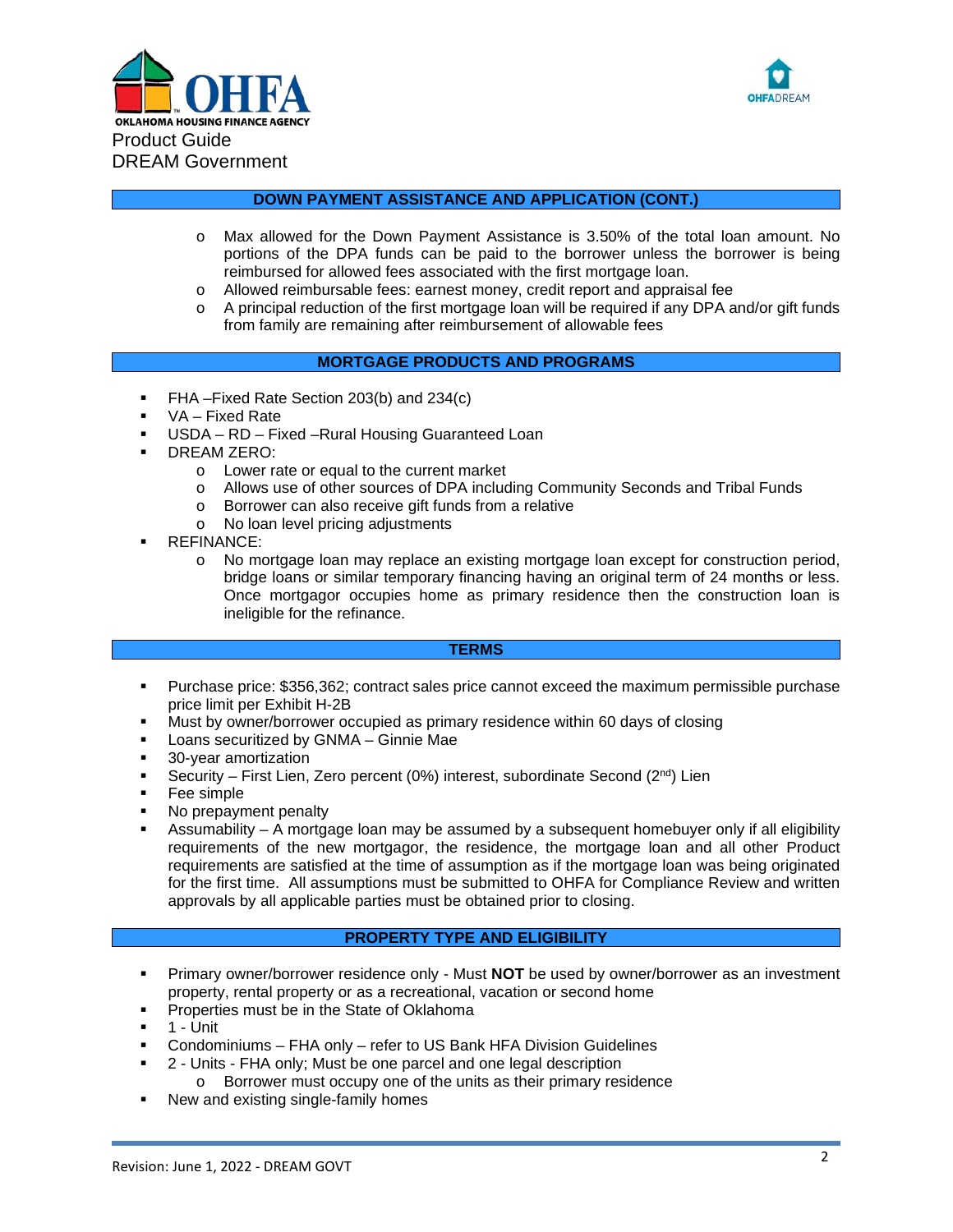## DOWN PAYMENT ASSISTANCE AND APPLICATION (CONT.)

- Max allowed for the Down Payment Assistance is 3.50% of the total loan amount. No portions of the DPA funds can be paid to the borrower unless the borrower is being reimbursed for allowed fees associated with the first mortgage loan.
- Allowed reimbursable fees: earnest money, credit report and appraisal fee
- A principal reduction of the first mortgage loan will be required if any DPA and/or gift funds from family are remaining after reimbursement of allowable fees

## MORTGAGE PRODUCTS AND PROGRAMS

- FHA –Fixed Rate Section 203(b) and 234(c)
- VA – Fixed Rate
- USDA – RD – Fixed –Rural Housing Guaranteed Loan
- DREAM ZERO:
  - Lower rate or equal to the current market
  - Allows use of other sources of DPA including Community Seconds and Tribal Funds
  - Borrower can also receive gift funds from a relative
  - No loan level pricing adjustments
- REFINANCE:
  - No mortgage loan may replace an existing mortgage loan except for construction period, bridge loans or similar temporary financing having an original term of 24 months or less. Once mortgagor occupies home as primary residence then the construction loan is ineligible for the refinance.

## TERMS

- Purchase price: $356,362; contract sales price cannot exceed the maximum permissible purchase price limit per Exhibit H-2B
- Must by owner/borrower occupied as primary residence within 60 days of closing
- Loans securitized by GNMA – Ginnie Mae
- 30-year amortization
- Security – First Lien, Zero percent (0%) interest, subordinate Second (2nd) Lien
- Fee simple
- No prepayment penalty
- Assumability – A mortgage loan may be assumed by a subsequent homebuyer only if all eligibility requirements of the new mortgagor, the residence, the mortgage loan and all other Product requirements are satisfied at the time of assumption as if the mortgage loan was being originated for the first time. All assumptions must be submitted to OHFA for Compliance Review and written approvals by all applicable parties must be obtained prior to closing.

## PROPERTY TYPE AND ELIGIBILITY

- Primary owner/borrower residence only - Must **NOT** be used by owner/borrower as an investment property, rental property or as a recreational, vacation or second home
- Properties must be in the State of Oklahoma
- 1 - Unit
- Condominiums – FHA only – refer to US Bank HFA Division Guidelines
- 2 - Units - FHA only; Must be one parcel and one legal description
  - Borrower must occupy one of the units as their primary residence
- New and existing single-family homes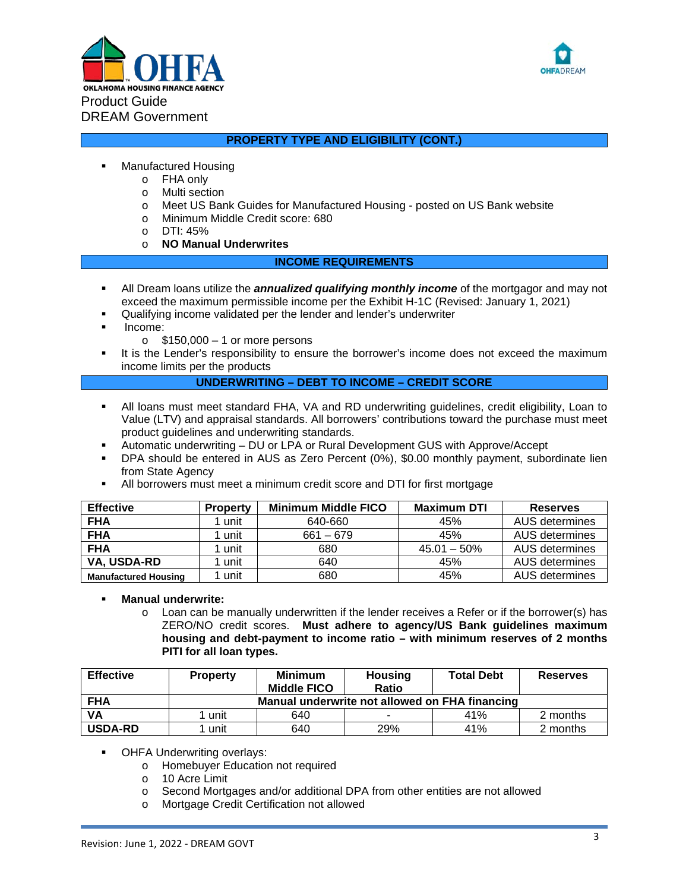Product Guide
DREAM Government

## PROPERTY TYPE AND ELIGIBILITY (CONT.)

- Manufactured Housing
  - FHA only
  - Multi section
  - Meet US Bank Guides for Manufactured Housing - posted on US Bank website
  - Minimum Middle Credit score: 680
  - DTI: 45%
  - **NO Manual Underwrites**

## INCOME REQUIREMENTS

- All Dream loans utilize the ***annualized qualifying monthly income*** of the mortgagor and may not exceed the maximum permissible income per the Exhibit H-1C (Revised: January 1, 2021)
- Qualifying income validated per the lender and lender's underwriter
- Income:
  - $150,000 – 1 or more persons
- It is the Lender's responsibility to ensure the borrower's income does not exceed the maximum income limits per the products

## UNDERWRITING – DEBT TO INCOME – CREDIT SCORE

- All loans must meet standard FHA, VA and RD underwriting guidelines, credit eligibility, Loan to Value (LTV) and appraisal standards. All borrowers' contributions toward the purchase must meet product guidelines and underwriting standards.
- Automatic underwriting – DU or LPA or Rural Development GUS with Approve/Accept
- DPA should be entered in AUS as Zero Percent (0%), $0.00 monthly payment, subordinate lien from State Agency
- All borrowers must meet a minimum credit score and DTI for first mortgage

| Effective | Property | Minimum Middle FICO | Maximum DTI | Reserves |
|---|---|---|---|---|
| **FHA** | 1 unit | 640-660 | 45% | AUS determines |
| **FHA** | 1 unit | 661 – 679 | 45% | AUS determines |
| **FHA** | 1 unit | 680 | 45.01 – 50% | AUS determines |
| **VA, USDA-RD** | 1 unit | 640 | 45% | AUS determines |
| **Manufactured Housing** | 1 unit | 680 | 45% | AUS determines |

- **Manual underwrite:**
  - Loan can be manually underwritten if the lender receives a Refer or if the borrower(s) has ZERO/NO credit scores. **Must adhere to agency/US Bank guidelines maximum housing and debt-payment to income ratio – with minimum reserves of 2 months PITI for all loan types.**

| Effective | Property | Minimum Middle FICO | Housing Ratio | Total Debt | Reserves |
|---|---|---|---|---|---|
| **FHA** | **Manual underwrite not allowed on FHA financing** | | | | |
| **VA** | 1 unit | 640 | - | 41% | 2 months |
| **USDA-RD** | 1 unit | 640 | 29% | 41% | 2 months |

- OHFA Underwriting overlays:
  - Homebuyer Education not required
  - 10 Acre Limit
  - Second Mortgages and/or additional DPA from other entities are not allowed
  - Mortgage Credit Certification not allowed

Revision: June 1, 2022 - DREAM GOVT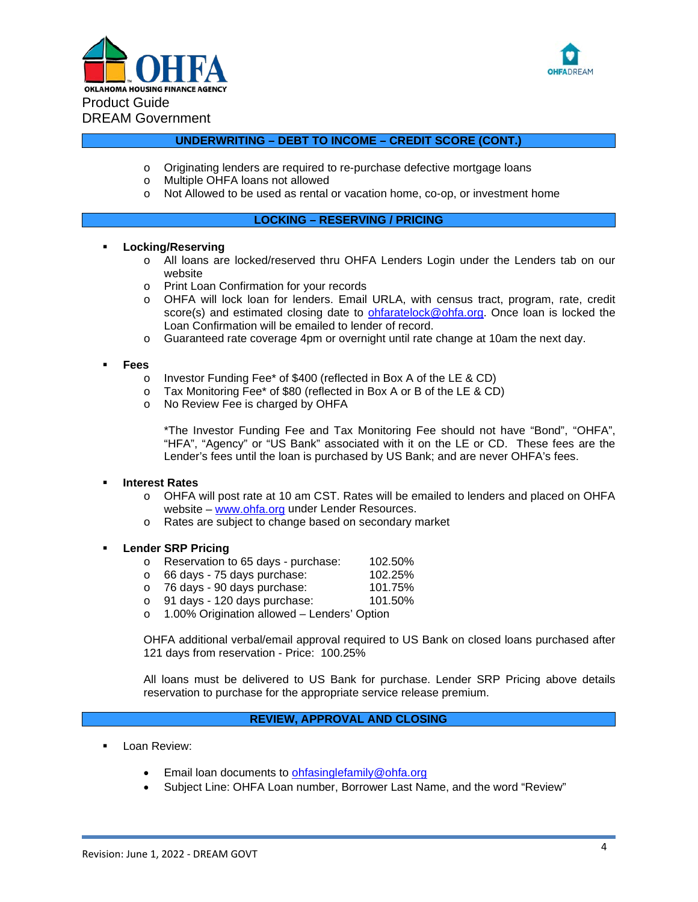## UNDERWRITING – DEBT TO INCOME – CREDIT SCORE (CONT.)

- Originating lenders are required to re-purchase defective mortgage loans
- Multiple OHFA loans not allowed
- Not Allowed to be used as rental or vacation home, co-op, or investment home

## LOCKING – RESERVING / PRICING

- **Locking/Reserving**
  - All loans are locked/reserved thru OHFA Lenders Login under the Lenders tab on our website
  - Print Loan Confirmation for your records
  - OHFA will lock loan for lenders. Email URLA, with census tract, program, rate, credit score(s) and estimated closing date to ohfaratelock@ohfa.org. Once loan is locked the Loan Confirmation will be emailed to lender of record.
  - Guaranteed rate coverage 4pm or overnight until rate change at 10am the next day.

- **Fees**
  - Investor Funding Fee* of $400 (reflected in Box A of the LE & CD)
  - Tax Monitoring Fee* of $80 (reflected in Box A or B of the LE & CD)
  - No Review Fee is charged by OHFA

  *The Investor Funding Fee and Tax Monitoring Fee should not have "Bond", "OHFA", "HFA", "Agency" or "US Bank" associated with it on the LE or CD. These fees are the Lender's fees until the loan is purchased by US Bank; and are never OHFA's fees.

- **Interest Rates**
  - OHFA will post rate at 10 am CST. Rates will be emailed to lenders and placed on OHFA website – www.ohfa.org under Lender Resources.
  - Rates are subject to change based on secondary market

- **Lender SRP Pricing**
  - Reservation to 65 days - purchase: 102.50%
  - 66 days - 75 days purchase: 102.25%
  - 76 days - 90 days purchase: 101.75%
  - 91 days - 120 days purchase: 101.50%
  - 1.00% Origination allowed – Lenders' Option

  OHFA additional verbal/email approval required to US Bank on closed loans purchased after 121 days from reservation - Price: 100.25%

  All loans must be delivered to US Bank for purchase. Lender SRP Pricing above details reservation to purchase for the appropriate service release premium.

## REVIEW, APPROVAL AND CLOSING

- Loan Review:
  - Email loan documents to ohfasinglefamily@ohfa.org
  - Subject Line: OHFA Loan number, Borrower Last Name, and the word "Review"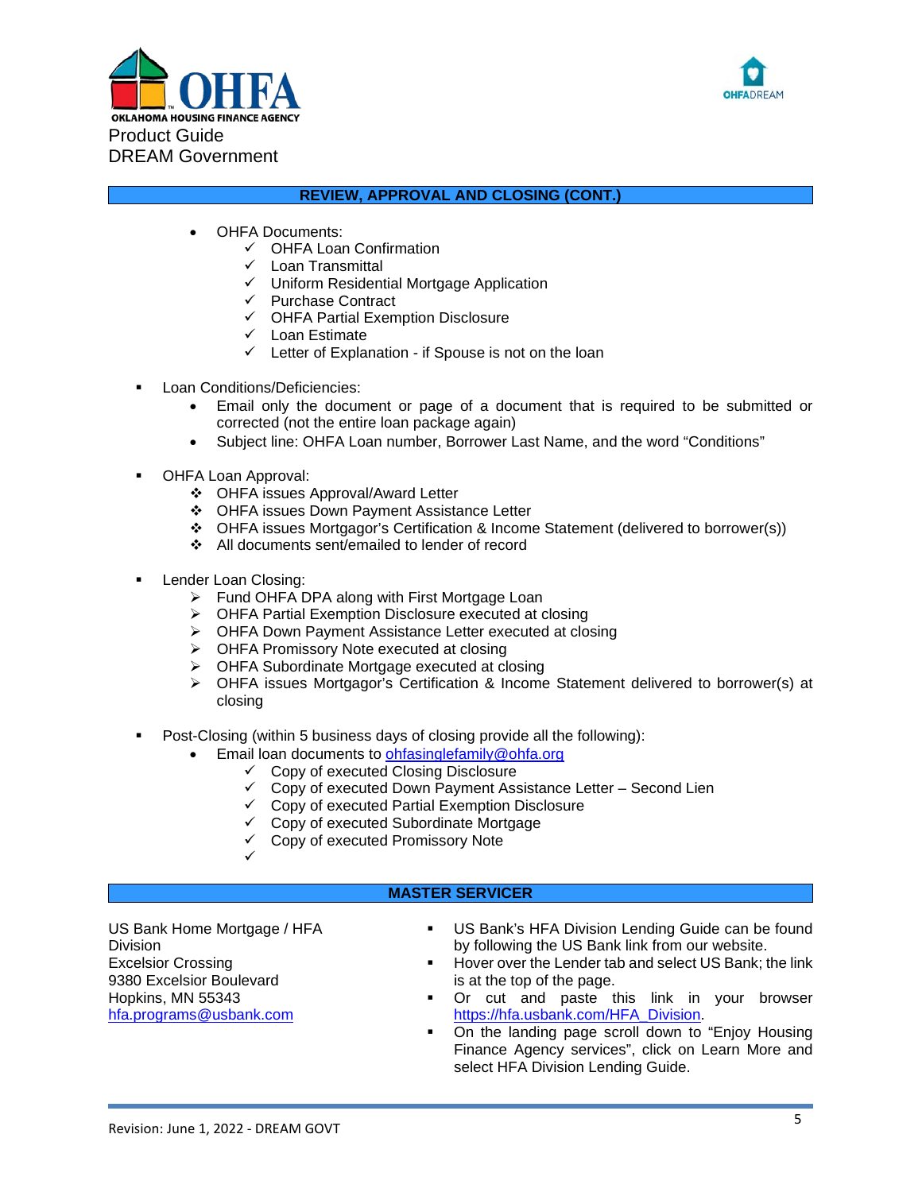## REVIEW, APPROVAL AND CLOSING (CONT.)

- OHFA Documents:
  - ✓ OHFA Loan Confirmation
  - ✓ Loan Transmittal
  - ✓ Uniform Residential Mortgage Application
  - ✓ Purchase Contract
  - ✓ OHFA Partial Exemption Disclosure
  - ✓ Loan Estimate
  - ✓ Letter of Explanation - if Spouse is not on the loan

- Loan Conditions/Deficiencies:
  - Email only the document or page of a document that is required to be submitted or corrected (not the entire loan package again)
  - Subject line: OHFA Loan number, Borrower Last Name, and the word "Conditions"

- OHFA Loan Approval:
  - ❖ OHFA issues Approval/Award Letter
  - ❖ OHFA issues Down Payment Assistance Letter
  - ❖ OHFA issues Mortgagor's Certification & Income Statement (delivered to borrower(s))
  - ❖ All documents sent/emailed to lender of record

- Lender Loan Closing:
  - ➢ Fund OHFA DPA along with First Mortgage Loan
  - ➢ OHFA Partial Exemption Disclosure executed at closing
  - ➢ OHFA Down Payment Assistance Letter executed at closing
  - ➢ OHFA Promissory Note executed at closing
  - ➢ OHFA Subordinate Mortgage executed at closing
  - ➢ OHFA issues Mortgagor's Certification & Income Statement delivered to borrower(s) at closing

- Post-Closing (within 5 business days of closing provide all the following):
  - Email loan documents to ohfasinglefamily@ohfa.org
    - ✓ Copy of executed Closing Disclosure
    - ✓ Copy of executed Down Payment Assistance Letter – Second Lien
    - ✓ Copy of executed Partial Exemption Disclosure
    - ✓ Copy of executed Subordinate Mortgage
    - ✓ Copy of executed Promissory Note
    - ✓

## MASTER SERVICER

US Bank Home Mortgage / HFA Division
Excelsior Crossing
9380 Excelsior Boulevard
Hopkins, MN 55343
hfa.programs@usbank.com

- US Bank's HFA Division Lending Guide can be found by following the US Bank link from our website.
- Hover over the Lender tab and select US Bank; the link is at the top of the page.
- Or cut and paste this link in your browser https://hfa.usbank.com/HFA_Division.
- On the landing page scroll down to "Enjoy Housing Finance Agency services", click on Learn More and select HFA Division Lending Guide.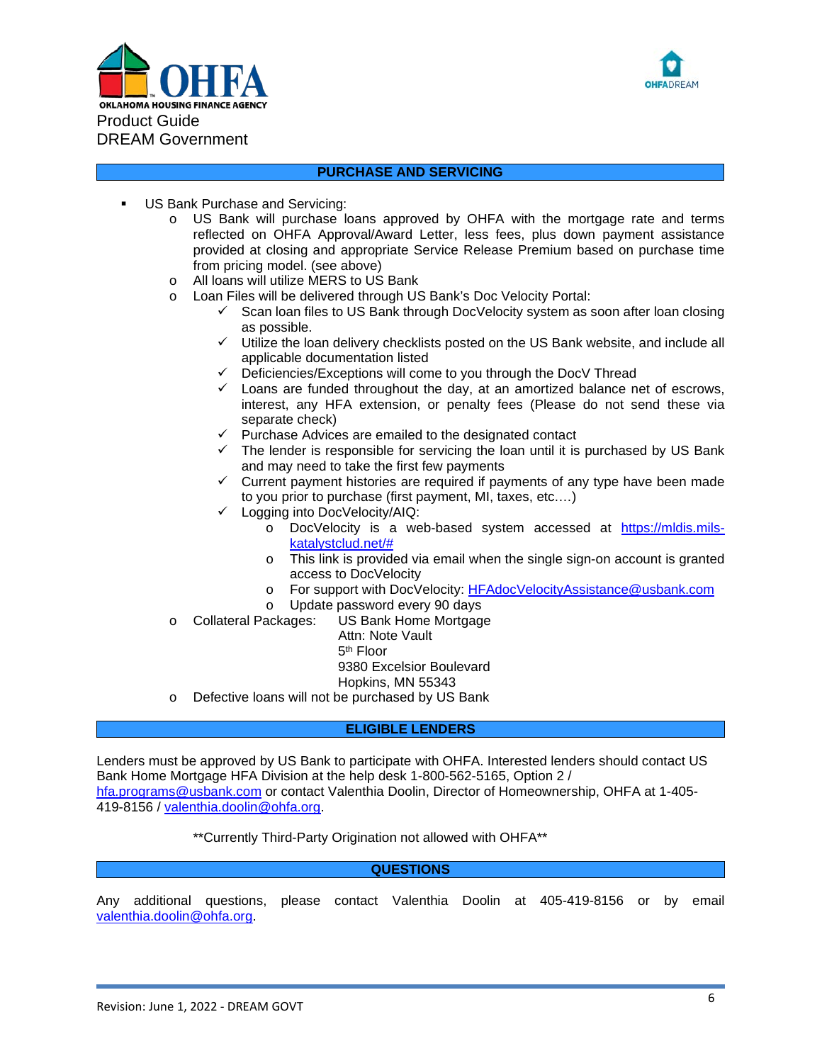Product Guide
DREAM Government

## PURCHASE AND SERVICING

- US Bank Purchase and Servicing:
  - US Bank will purchase loans approved by OHFA with the mortgage rate and terms reflected on OHFA Approval/Award Letter, less fees, plus down payment assistance provided at closing and appropriate Service Release Premium based on purchase time from pricing model. (see above)
  - All loans will utilize MERS to US Bank
  - Loan Files will be delivered through US Bank's Doc Velocity Portal:
    - ✓ Scan loan files to US Bank through DocVelocity system as soon after loan closing as possible.
    - ✓ Utilize the loan delivery checklists posted on the US Bank website, and include all applicable documentation listed
    - ✓ Deficiencies/Exceptions will come to you through the DocV Thread
    - ✓ Loans are funded throughout the day, at an amortized balance net of escrows, interest, any HFA extension, or penalty fees (Please do not send these via separate check)
    - ✓ Purchase Advices are emailed to the designated contact
    - ✓ The lender is responsible for servicing the loan until it is purchased by US Bank and may need to take the first few payments
    - ✓ Current payment histories are required if payments of any type have been made to you prior to purchase (first payment, MI, taxes, etc.…)
    - ✓ Logging into DocVelocity/AIQ:
      - DocVelocity is a web-based system accessed at https://mldis.mils-katalystclud.net/#
      - This link is provided via email when the single sign-on account is granted access to DocVelocity
      - For support with DocVelocity: HFAdocVelocityAssistance@usbank.com
      - Update password every 90 days
  - Collateral Packages: US Bank Home Mortgage
    Attn: Note Vault
    5th Floor
    9380 Excelsior Boulevard
    Hopkins, MN 55343
  - Defective loans will not be purchased by US Bank

## ELIGIBLE LENDERS

Lenders must be approved by US Bank to participate with OHFA. Interested lenders should contact US Bank Home Mortgage HFA Division at the help desk 1-800-562-5165, Option 2 / hfa.programs@usbank.com or contact Valenthia Doolin, Director of Homeownership, OHFA at 1-405-419-8156 / valenthia.doolin@ohfa.org.

**Currently Third-Party Origination not allowed with OHFA**

## QUESTIONS

Any additional questions, please contact Valenthia Doolin at 405-419-8156 or by email valenthia.doolin@ohfa.org.

Revision: June 1, 2022 - DREAM GOVT